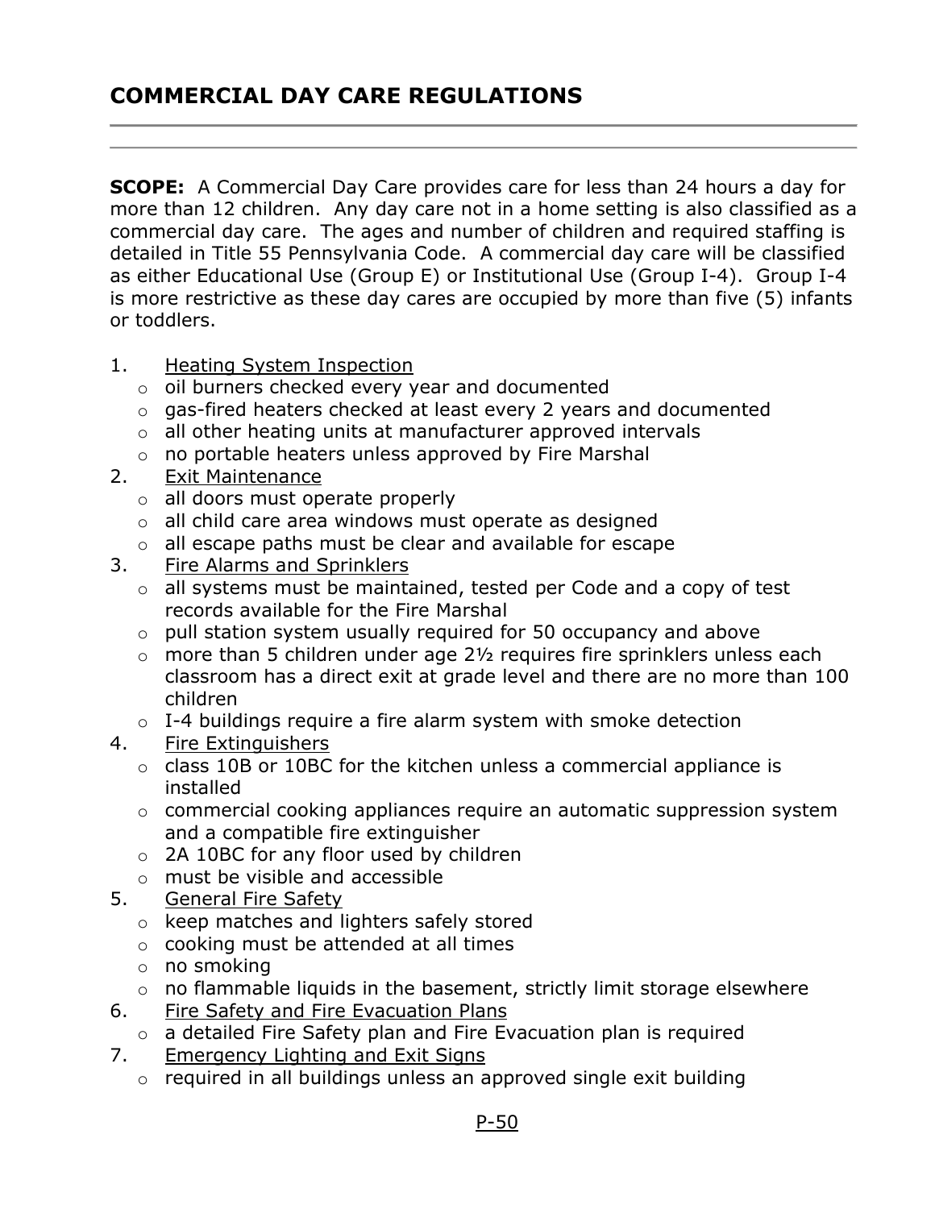# COMMERCIAL DAY CARE REGULATIONS

---

**SCOPE:** A Commercial Day Care provides care for less than 24 hours a day for more than 12 children. Any day care not in a home setting is also classified as a commercial day care. The ages and number of children and required staffing is detailed in Title 55 Pennsylvania Code. A commercial day care will be classified as either Educational Use (Group E) or Institutional Use (Group I-4). Group I-4 is more restrictive as these day cares are occupied by more than five (5) infants or toddlers.

1. Heating System Inspection
   - oil burners checked every year and documented
   - gas-fired heaters checked at least every 2 years and documented
   - all other heating units at manufacturer approved intervals
   - no portable heaters unless approved by Fire Marshal
2. Exit Maintenance
   - all doors must operate properly
   - all child care area windows must operate as designed
   - all escape paths must be clear and available for escape
3. Fire Alarms and Sprinklers
   - all systems must be maintained, tested per Code and a copy of test records available for the Fire Marshal
   - pull station system usually required for 50 occupancy and above
   - more than 5 children under age 2½ requires fire sprinklers unless each classroom has a direct exit at grade level and there are no more than 100 children
   - I-4 buildings require a fire alarm system with smoke detection
4. Fire Extinguishers
   - class 10B or 10BC for the kitchen unless a commercial appliance is installed
   - commercial cooking appliances require an automatic suppression system and a compatible fire extinguisher
   - 2A 10BC for any floor used by children
   - must be visible and accessible
5. General Fire Safety
   - keep matches and lighters safely stored
   - cooking must be attended at all times
   - no smoking
   - no flammable liquids in the basement, strictly limit storage elsewhere
6. Fire Safety and Fire Evacuation Plans
   - a detailed Fire Safety plan and Fire Evacuation plan is required
7. Emergency Lighting and Exit Signs
   - required in all buildings unless an approved single exit building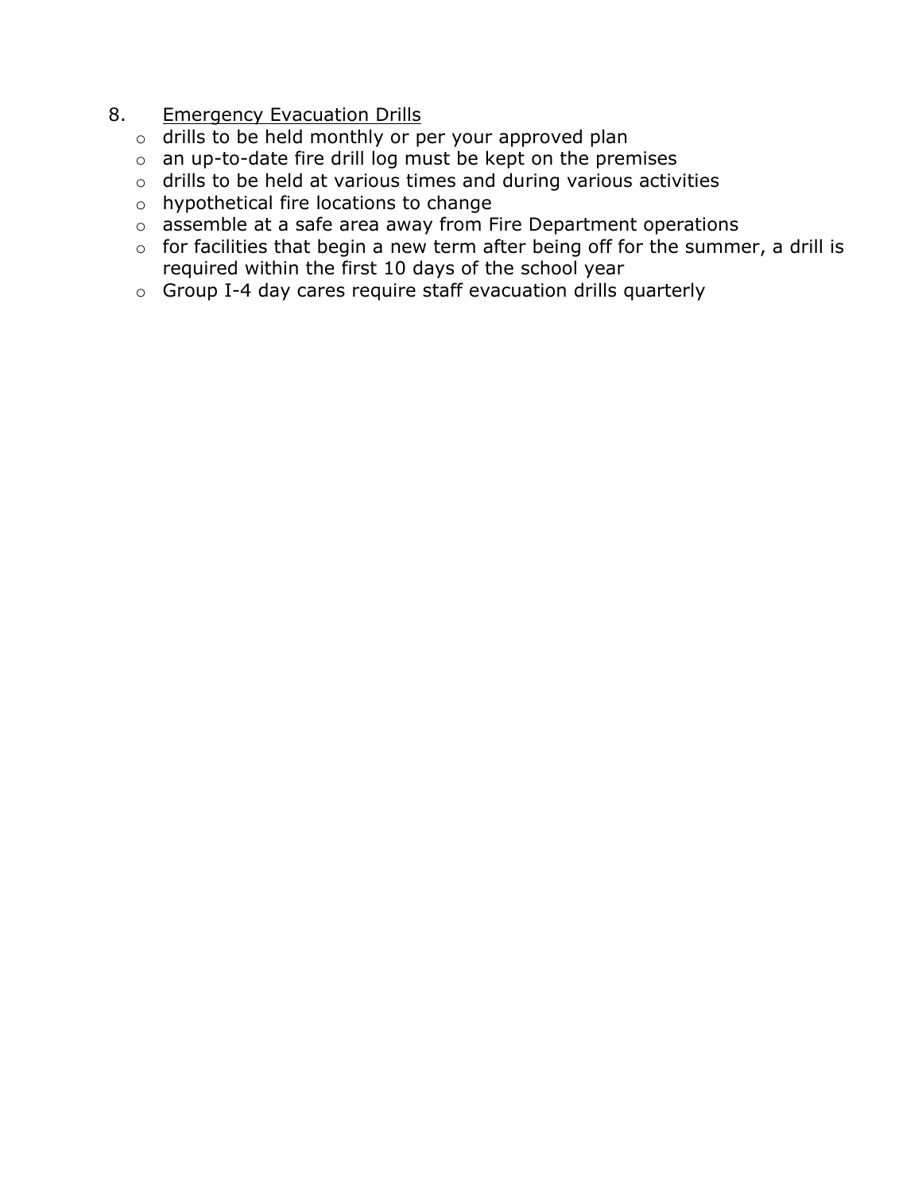8. <u>Emergency Evacuation Drills</u>
   - drills to be held monthly or per your approved plan
   - an up-to-date fire drill log must be kept on the premises
   - drills to be held at various times and during various activities
   - hypothetical fire locations to change
   - assemble at a safe area away from Fire Department operations
   - for facilities that begin a new term after being off for the summer, a drill is required within the first 10 days of the school year
   - Group I-4 day cares require staff evacuation drills quarterly